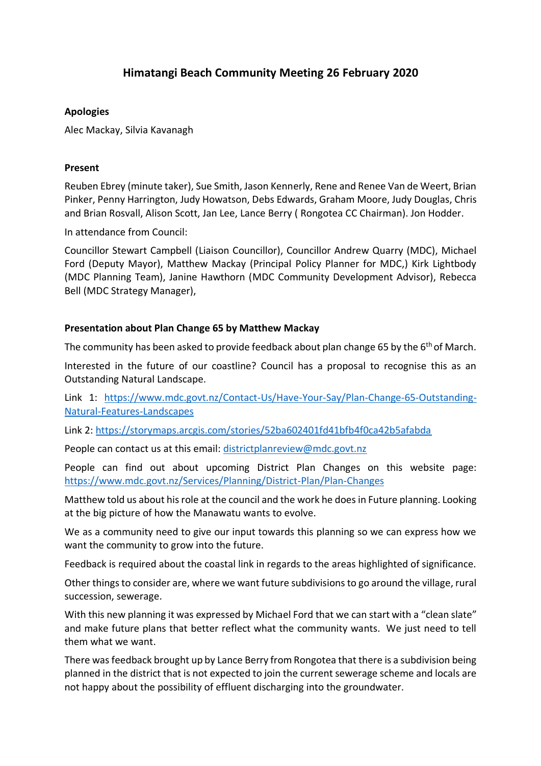# Himatangi Beach Community Meeting 26 February 2020

**Apologies**

Alec Mackay, Silvia Kavanagh

**Present**

Reuben Ebrey (minute taker), Sue Smith, Jason Kennerly, Rene and Renee Van de Weert, Brian Pinker, Penny Harrington, Judy Howatson, Debs Edwards, Graham Moore, Judy Douglas, Chris and Brian Rosvall, Alison Scott, Jan Lee, Lance Berry ( Rongotea CC Chairman). Jon Hodder.

In attendance from Council:

Councillor Stewart Campbell (Liaison Councillor), Councillor Andrew Quarry (MDC), Michael Ford (Deputy Mayor), Matthew Mackay (Principal Policy Planner for MDC,) Kirk Lightbody (MDC Planning Team), Janine Hawthorn (MDC Community Development Advisor), Rebecca Bell (MDC Strategy Manager),

**Presentation about Plan Change 65 by Matthew Mackay**

The community has been asked to provide feedback about plan change 65 by the 6th of March.

Interested in the future of our coastline? Council has a proposal to recognise this as an Outstanding Natural Landscape.

Link 1: [https://www.mdc.govt.nz/Contact-Us/Have-Your-Say/Plan-Change-65-Outstanding-Natural-Features-Landscapes](https://www.mdc.govt.nz/Contact-Us/Have-Your-Say/Plan-Change-65-Outstanding-Natural-Features-Landscapes)

Link 2: [https://storymaps.arcgis.com/stories/52ba602401fd41bfb4f0ca42b5afabda](https://storymaps.arcgis.com/stories/52ba602401fd41bfb4f0ca42b5afabda)

People can contact us at this email: [districtplanreview@mdc.govt.nz](mailto:districtplanreview@mdc.govt.nz)

People can find out about upcoming District Plan Changes on this website page: [https://www.mdc.govt.nz/Services/Planning/District-Plan/Plan-Changes](https://www.mdc.govt.nz/Services/Planning/District-Plan/Plan-Changes)

Matthew told us about his role at the council and the work he does in Future planning. Looking at the big picture of how the Manawatu wants to evolve.

We as a community need to give our input towards this planning so we can express how we want the community to grow into the future.

Feedback is required about the coastal link in regards to the areas highlighted of significance.

Other things to consider are, where we want future subdivisions to go around the village, rural succession, sewerage.

With this new planning it was expressed by Michael Ford that we can start with a "clean slate" and make future plans that better reflect what the community wants. We just need to tell them what we want.

There was feedback brought up by Lance Berry from Rongotea that there is a subdivision being planned in the district that is not expected to join the current sewerage scheme and locals are not happy about the possibility of effluent discharging into the groundwater.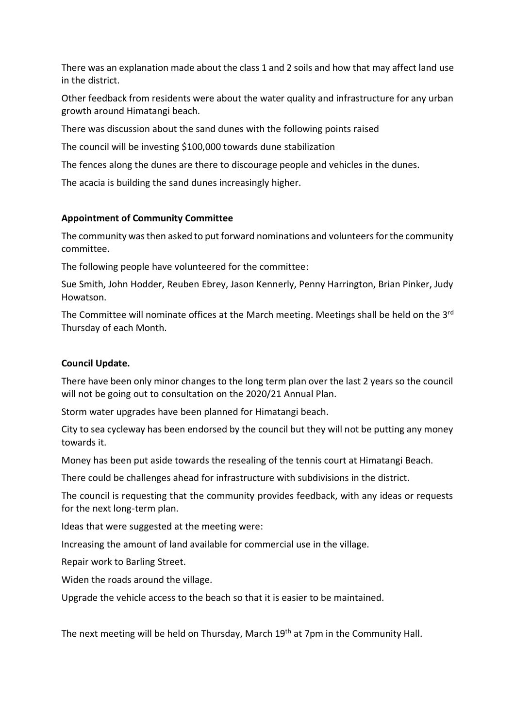There was an explanation made about the class 1 and 2 soils and how that may affect land use in the district.

Other feedback from residents were about the water quality and infrastructure for any urban growth around Himatangi beach.

There was discussion about the sand dunes with the following points raised

The council will be investing $100,000 towards dune stabilization

The fences along the dunes are there to discourage people and vehicles in the dunes.

The acacia is building the sand dunes increasingly higher.

**Appointment of Community Committee**

The community was then asked to put forward nominations and volunteers for the community committee.

The following people have volunteered for the committee:

Sue Smith, John Hodder, Reuben Ebrey, Jason Kennerly, Penny Harrington, Brian Pinker, Judy Howatson.

The Committee will nominate offices at the March meeting. Meetings shall be held on the 3rd Thursday of each Month.

**Council Update.**

There have been only minor changes to the long term plan over the last 2 years so the council will not be going out to consultation on the 2020/21 Annual Plan.

Storm water upgrades have been planned for Himatangi beach.

City to sea cycleway has been endorsed by the council but they will not be putting any money towards it.

Money has been put aside towards the resealing of the tennis court at Himatangi Beach.

There could be challenges ahead for infrastructure with subdivisions in the district.

The council is requesting that the community provides feedback, with any ideas or requests for the next long-term plan.

Ideas that were suggested at the meeting were:

Increasing the amount of land available for commercial use in the village.

Repair work to Barling Street.

Widen the roads around the village.

Upgrade the vehicle access to the beach so that it is easier to be maintained.

The next meeting will be held on Thursday, March 19th at 7pm in the Community Hall.